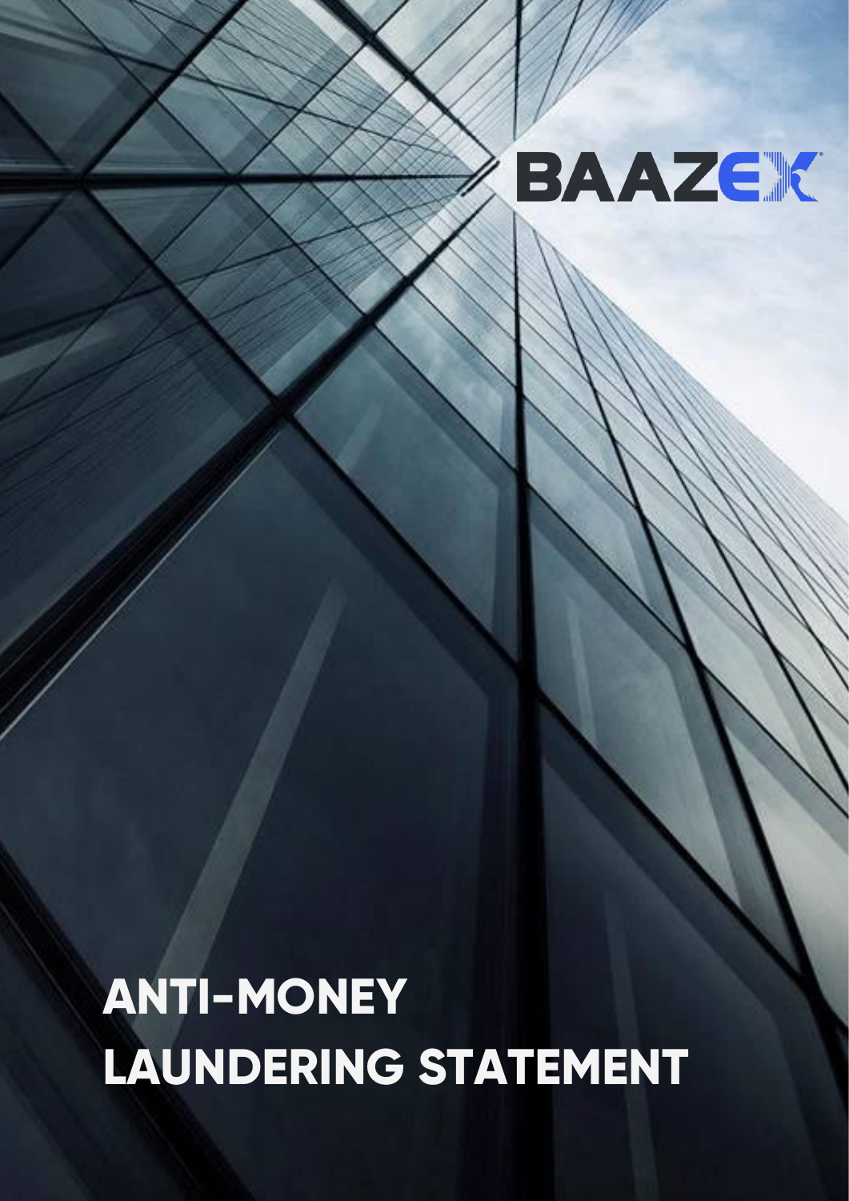BAAZEX

# ANTI-MONEY LAUNDERING STATEMENT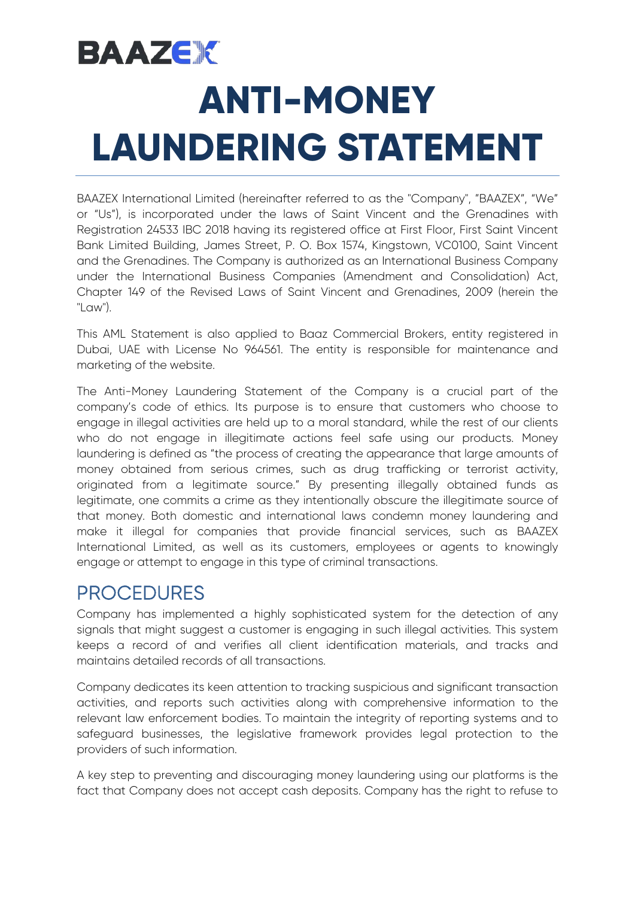# BAAZEX

# ANTI-MONEY LAUNDERING STATEMENT

BAAZEX International Limited (hereinafter referred to as the "Company", "BAAZEX", "We" or "Us"), is incorporated under the laws of Saint Vincent and the Grenadines with Registration 24533 IBC 2018 having its registered office at First Floor, First Saint Vincent Bank Limited Building, James Street, P. O. Box 1574, Kingstown, VC0100, Saint Vincent and the Grenadines. The Company is authorized as an International Business Company under the International Business Companies (Amendment and Consolidation) Act, Chapter 149 of the Revised Laws of Saint Vincent and Grenadines, 2009 (herein the "Law").

This AML Statement is also applied to Baaz Commercial Brokers, entity registered in Dubai, UAE with License No 964561. The entity is responsible for maintenance and marketing of the website.

The Anti-Money Laundering Statement of the Company is a crucial part of the company's code of ethics. Its purpose is to ensure that customers who choose to engage in illegal activities are held up to a moral standard, while the rest of our clients who do not engage in illegitimate actions feel safe using our products. Money laundering is defined as "the process of creating the appearance that large amounts of money obtained from serious crimes, such as drug trafficking or terrorist activity, originated from a legitimate source." By presenting illegally obtained funds as legitimate, one commits a crime as they intentionally obscure the illegitimate source of that money. Both domestic and international laws condemn money laundering and make it illegal for companies that provide financial services, such as BAAZEX International Limited, as well as its customers, employees or agents to knowingly engage or attempt to engage in this type of criminal transactions.

## PROCEDURES

Company has implemented a highly sophisticated system for the detection of any signals that might suggest a customer is engaging in such illegal activities. This system keeps a record of and verifies all client identification materials, and tracks and maintains detailed records of all transactions.

Company dedicates its keen attention to tracking suspicious and significant transaction activities, and reports such activities along with comprehensive information to the relevant law enforcement bodies. To maintain the integrity of reporting systems and to safeguard businesses, the legislative framework provides legal protection to the providers of such information.

A key step to preventing and discouraging money laundering using our platforms is the fact that Company does not accept cash deposits. Company has the right to refuse to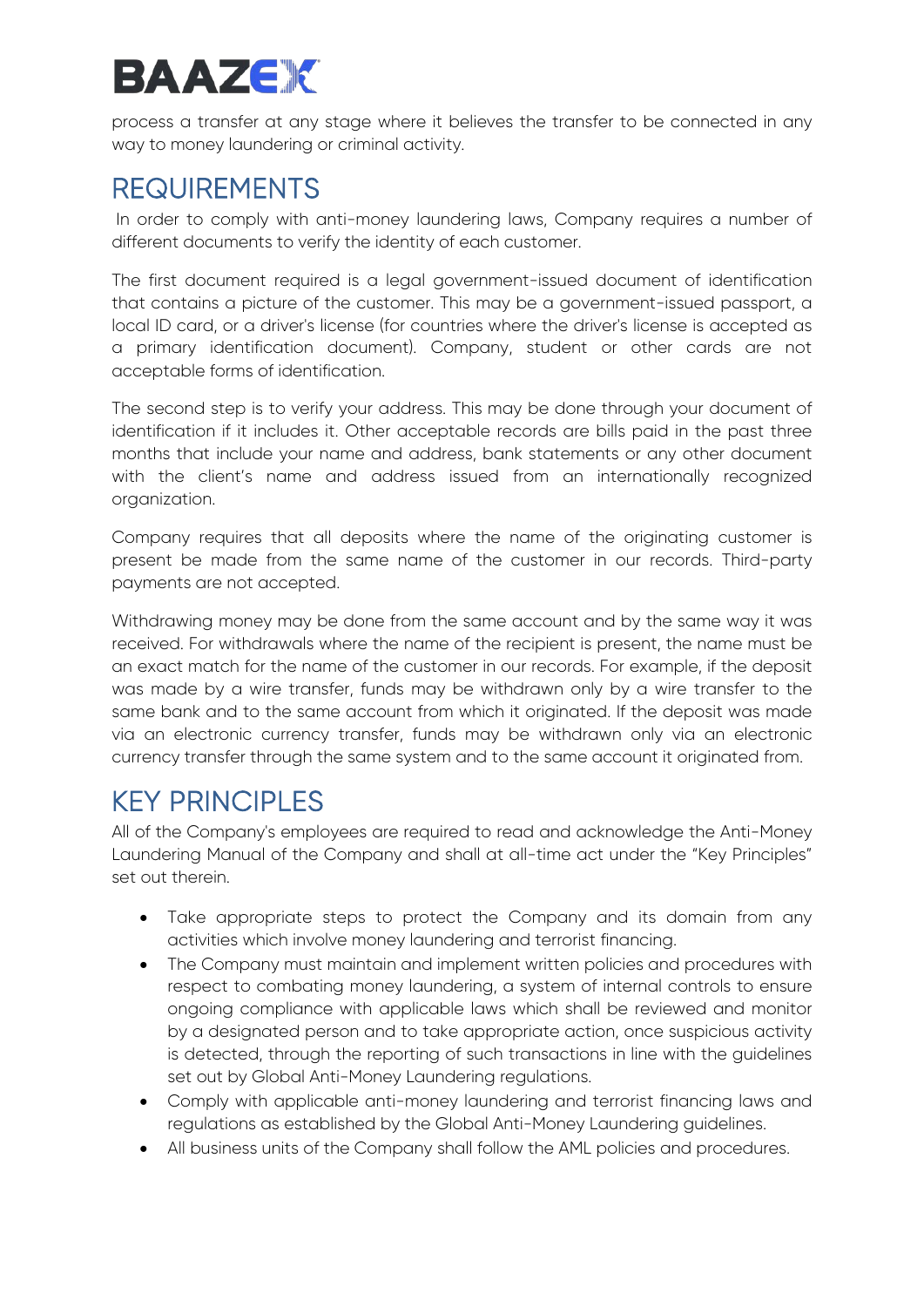process a transfer at any stage where it believes the transfer to be connected in any way to money laundering or criminal activity.

## REQUIREMENTS

In order to comply with anti-money laundering laws, Company requires a number of different documents to verify the identity of each customer.

The first document required is a legal government-issued document of identification that contains a picture of the customer. This may be a government-issued passport, a local ID card, or a driver's license (for countries where the driver's license is accepted as a primary identification document). Company, student or other cards are not acceptable forms of identification.

The second step is to verify your address. This may be done through your document of identification if it includes it. Other acceptable records are bills paid in the past three months that include your name and address, bank statements or any other document with the client's name and address issued from an internationally recognized organization.

Company requires that all deposits where the name of the originating customer is present be made from the same name of the customer in our records. Third-party payments are not accepted.

Withdrawing money may be done from the same account and by the same way it was received. For withdrawals where the name of the recipient is present, the name must be an exact match for the name of the customer in our records. For example, if the deposit was made by a wire transfer, funds may be withdrawn only by a wire transfer to the same bank and to the same account from which it originated. If the deposit was made via an electronic currency transfer, funds may be withdrawn only via an electronic currency transfer through the same system and to the same account it originated from.

## KEY PRINCIPLES

All of the Company's employees are required to read and acknowledge the Anti-Money Laundering Manual of the Company and shall at all-time act under the "Key Principles" set out therein.

- Take appropriate steps to protect the Company and its domain from any activities which involve money laundering and terrorist financing.
- The Company must maintain and implement written policies and procedures with respect to combating money laundering, a system of internal controls to ensure ongoing compliance with applicable laws which shall be reviewed and monitor by a designated person and to take appropriate action, once suspicious activity is detected, through the reporting of such transactions in line with the guidelines set out by Global Anti-Money Laundering regulations.
- Comply with applicable anti-money laundering and terrorist financing laws and regulations as established by the Global Anti-Money Laundering guidelines.
- All business units of the Company shall follow the AML policies and procedures.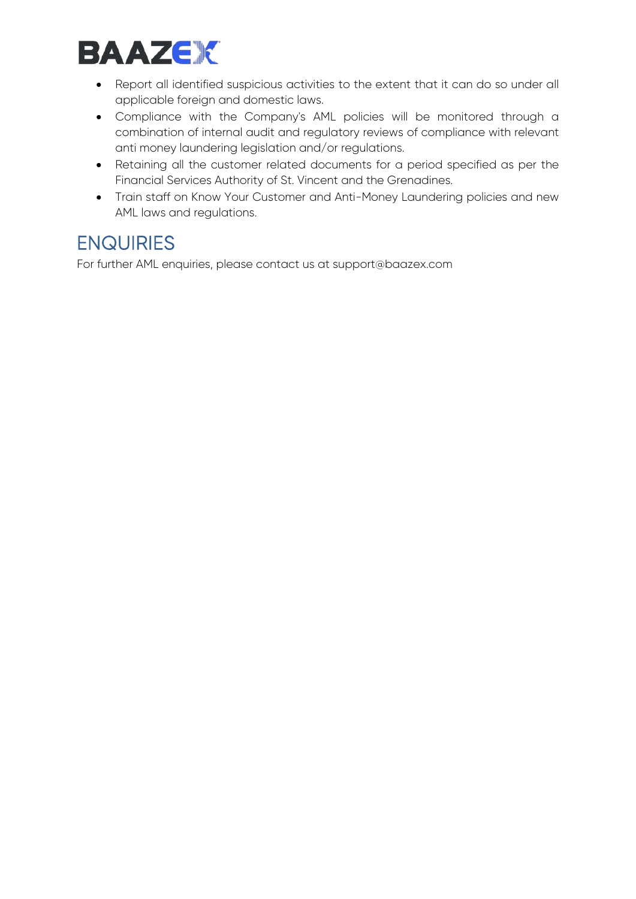- Report all identified suspicious activities to the extent that it can do so under all applicable foreign and domestic laws.
- Compliance with the Company's AML policies will be monitored through a combination of internal audit and regulatory reviews of compliance with relevant anti money laundering legislation and/or regulations.
- Retaining all the customer related documents for a period specified as per the Financial Services Authority of St. Vincent and the Grenadines.
- Train staff on Know Your Customer and Anti-Money Laundering policies and new AML laws and regulations.

## ENQUIRIES

For further AML enquiries, please contact us at support@baazex.com